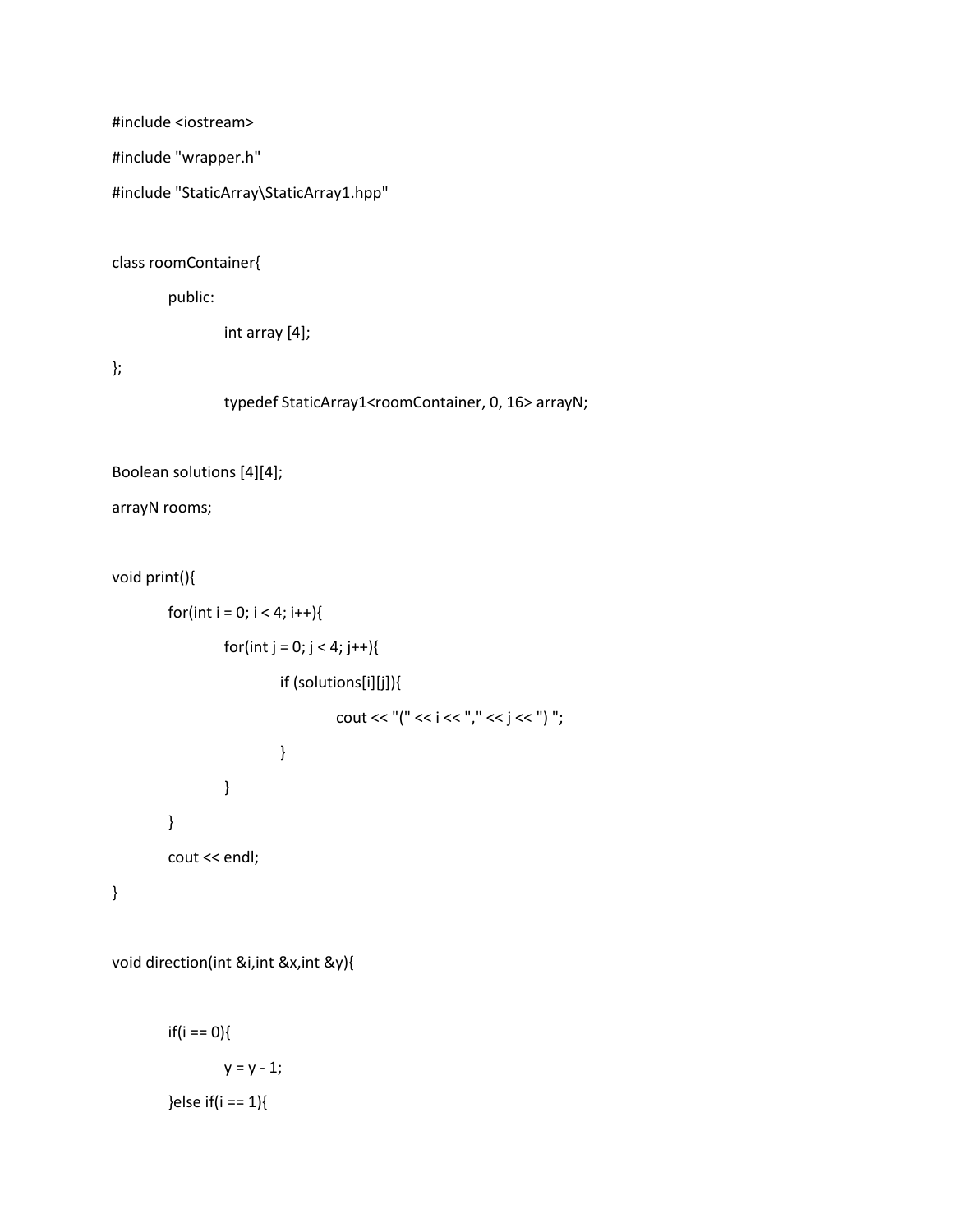```
#include <iostream>

#include "wrapper.h"

#include "StaticArray\StaticArray1.hpp"


class roomContainer{

	public:

		int array [4];

};

		typedef StaticArray1<roomContainer, 0, 16> arrayN;


Boolean solutions [4][4];

arrayN rooms;


void print(){

	for(int i = 0; i < 4; i++){

		for(int j = 0; j < 4; j++){

			if (solutions[i][j]){

				cout << "(" << i << "," << j << ") ";

			}

		}

	}

	cout << endl;

}


void direction(int &i,int &x,int &y){


	if(i == 0){

		y = y - 1;

	}else if(i == 1){
```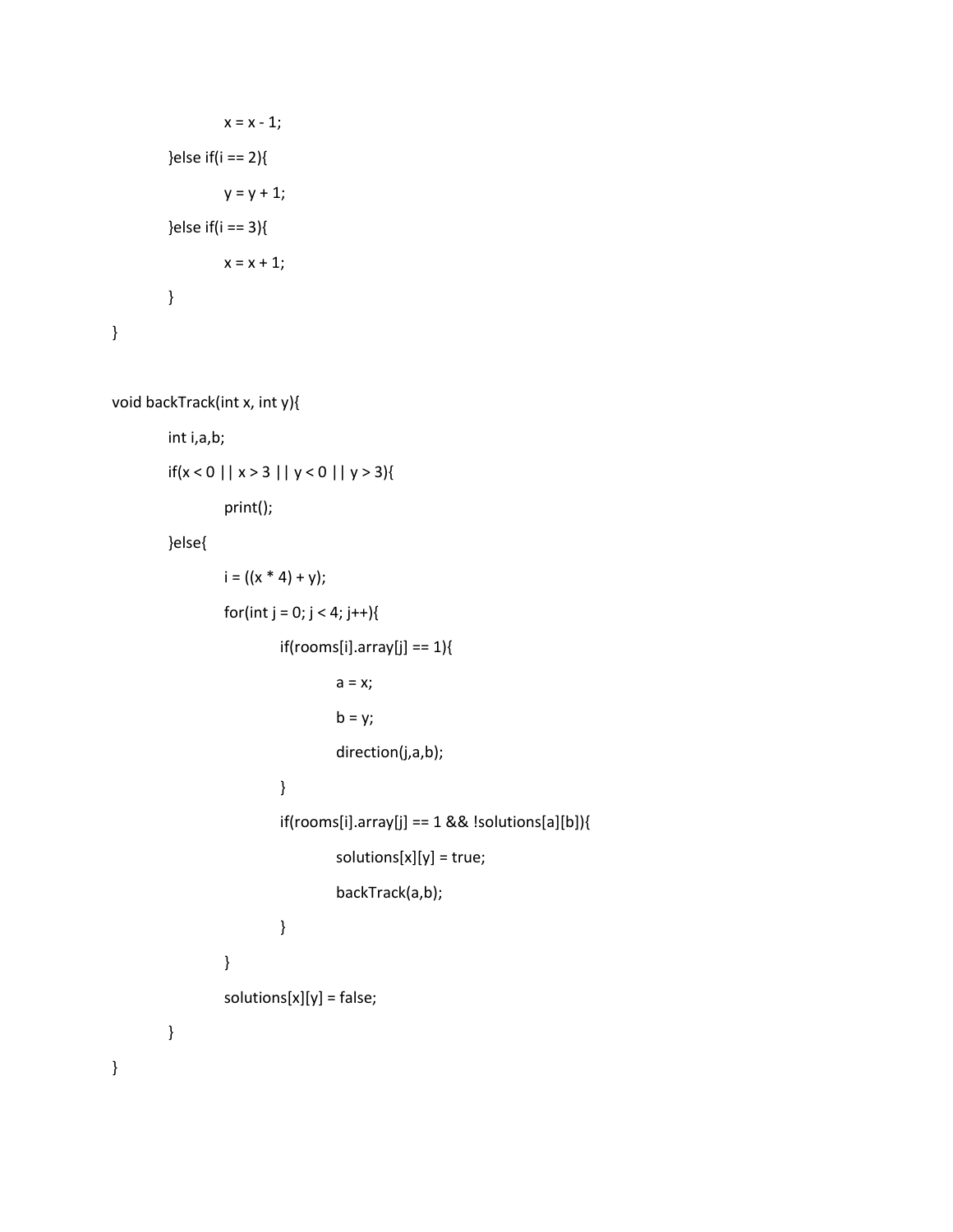```
                x = x - 1;
        }else if(i == 2){
                y = y + 1;
        }else if(i == 3){
                x = x + 1;
        }
}

void backTrack(int x, int y){
        int i,a,b;
        if(x < 0 || x > 3 || y < 0 || y > 3){
                print();
        }else{
                i = ((x * 4) + y);
                for(int j = 0; j < 4; j++){
                        if(rooms[i].array[j] == 1){
                                a = x;
                                b = y;
                                direction(j,a,b);
                        }
                        if(rooms[i].array[j] == 1 && !solutions[a][b]){
                                solutions[x][y] = true;
                                backTrack(a,b);
                        }
                }
                solutions[x][y] = false;
        }
}
```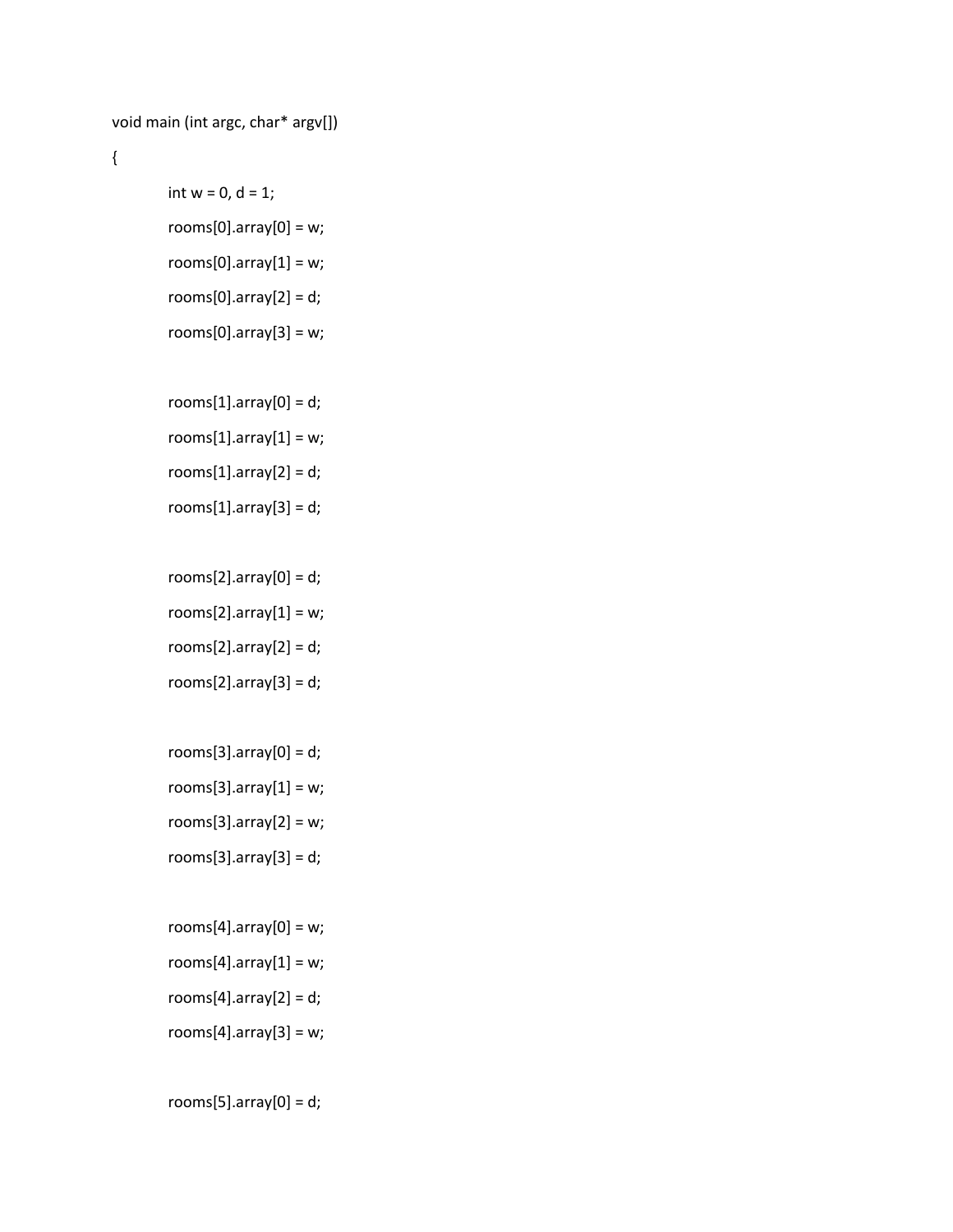```
void main (int argc, char* argv[])
{
	int w = 0, d = 1;
	rooms[0].array[0] = w;
	rooms[0].array[1] = w;
	rooms[0].array[2] = d;
	rooms[0].array[3] = w;

	rooms[1].array[0] = d;
	rooms[1].array[1] = w;
	rooms[1].array[2] = d;
	rooms[1].array[3] = d;

	rooms[2].array[0] = d;
	rooms[2].array[1] = w;
	rooms[2].array[2] = d;
	rooms[2].array[3] = d;

	rooms[3].array[0] = d;
	rooms[3].array[1] = w;
	rooms[3].array[2] = w;
	rooms[3].array[3] = d;

	rooms[4].array[0] = w;
	rooms[4].array[1] = w;
	rooms[4].array[2] = d;
	rooms[4].array[3] = w;

	rooms[5].array[0] = d;
```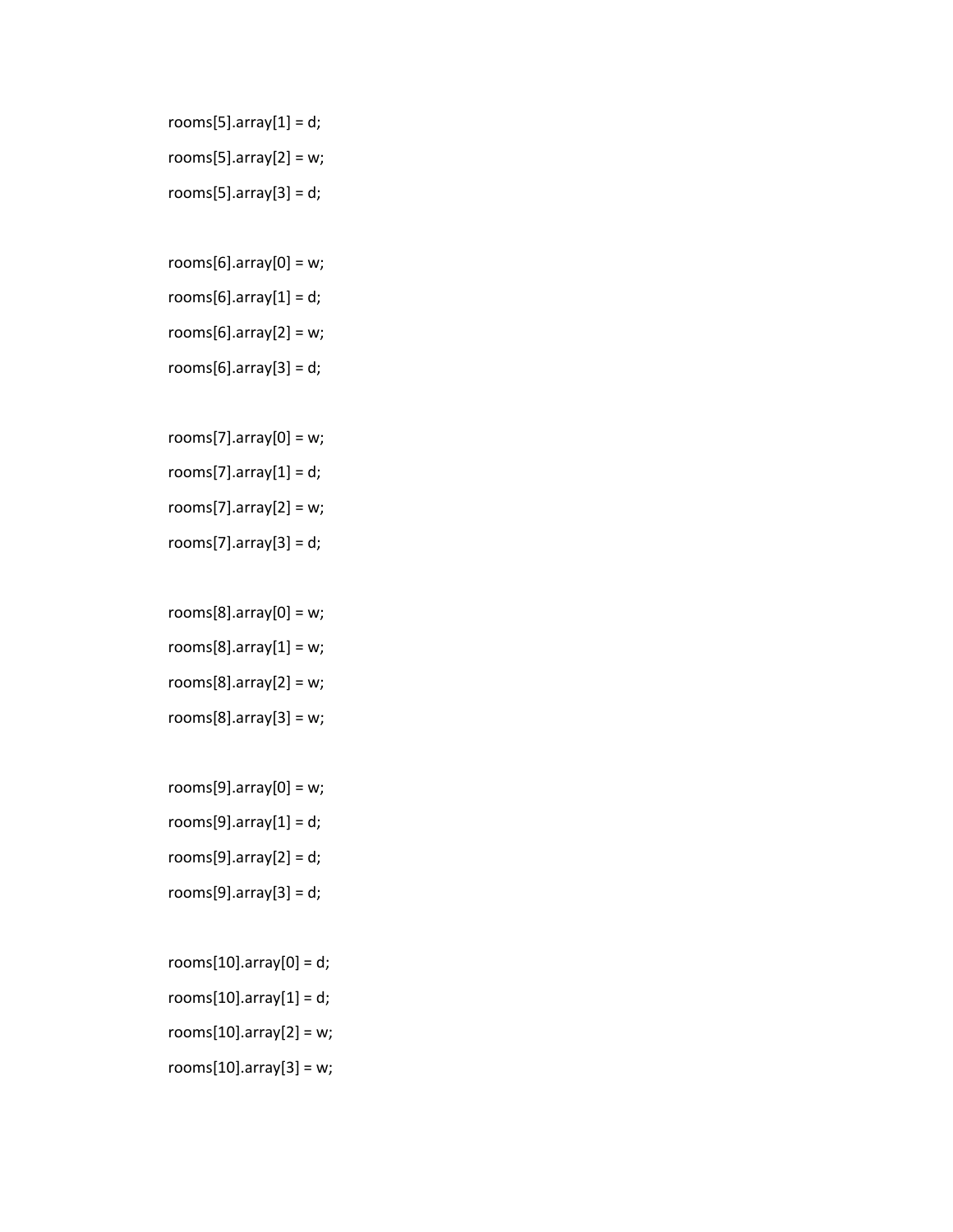```
rooms[5].array[1] = d;
rooms[5].array[2] = w;
rooms[5].array[3] = d;

rooms[6].array[0] = w;
rooms[6].array[1] = d;
rooms[6].array[2] = w;
rooms[6].array[3] = d;

rooms[7].array[0] = w;
rooms[7].array[1] = d;
rooms[7].array[2] = w;
rooms[7].array[3] = d;

rooms[8].array[0] = w;
rooms[8].array[1] = w;
rooms[8].array[2] = w;
rooms[8].array[3] = w;

rooms[9].array[0] = w;
rooms[9].array[1] = d;
rooms[9].array[2] = d;
rooms[9].array[3] = d;

rooms[10].array[0] = d;
rooms[10].array[1] = d;
rooms[10].array[2] = w;
rooms[10].array[3] = w;
```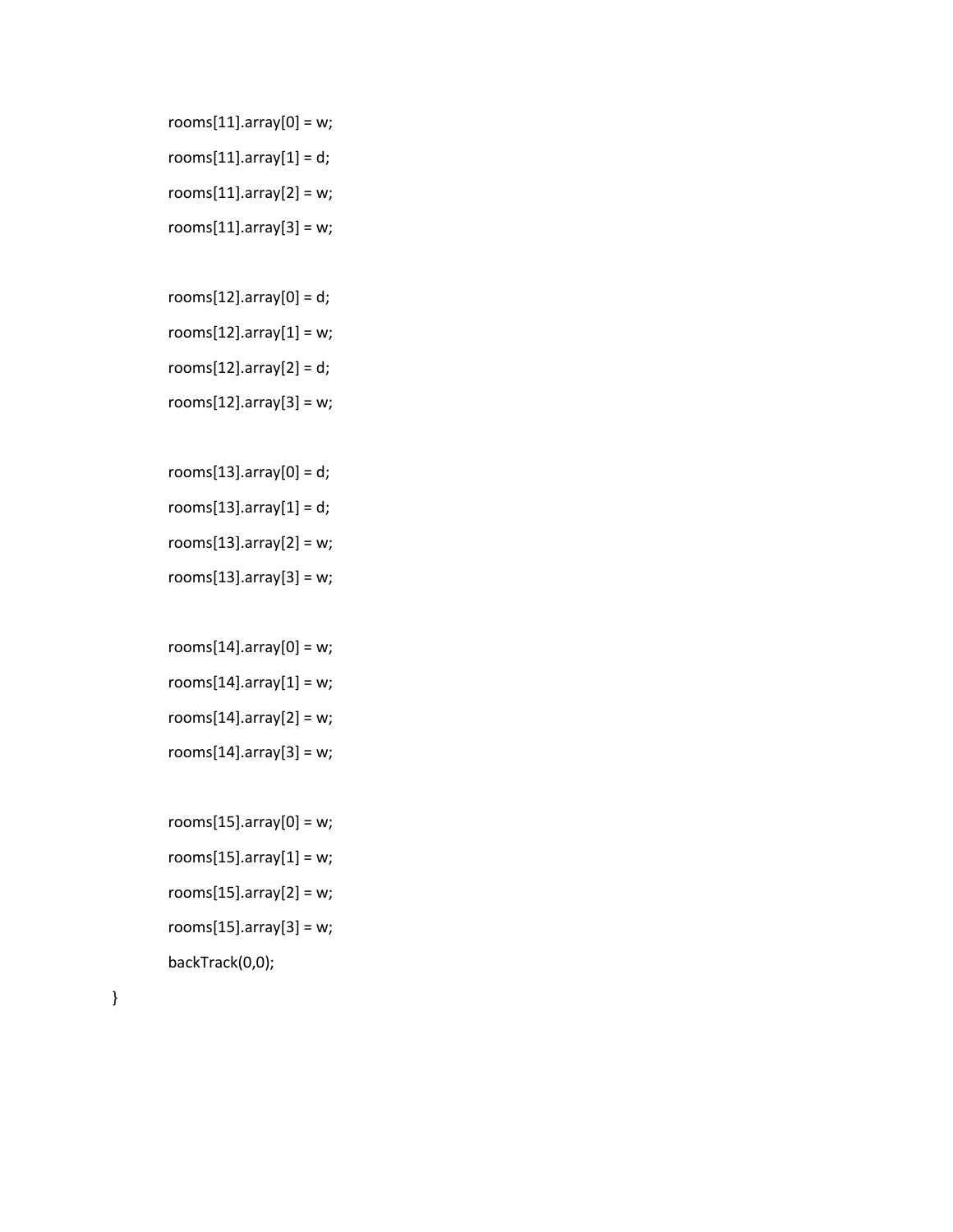```
        rooms[11].array[0] = w;
        rooms[11].array[1] = d;
        rooms[11].array[2] = w;
        rooms[11].array[3] = w;

        rooms[12].array[0] = d;
        rooms[12].array[1] = w;
        rooms[12].array[2] = d;
        rooms[12].array[3] = w;

        rooms[13].array[0] = d;
        rooms[13].array[1] = d;
        rooms[13].array[2] = w;
        rooms[13].array[3] = w;

        rooms[14].array[0] = w;
        rooms[14].array[1] = w;
        rooms[14].array[2] = w;
        rooms[14].array[3] = w;

        rooms[15].array[0] = w;
        rooms[15].array[1] = w;
        rooms[15].array[2] = w;
        rooms[15].array[3] = w;
        backTrack(0,0);
}
```